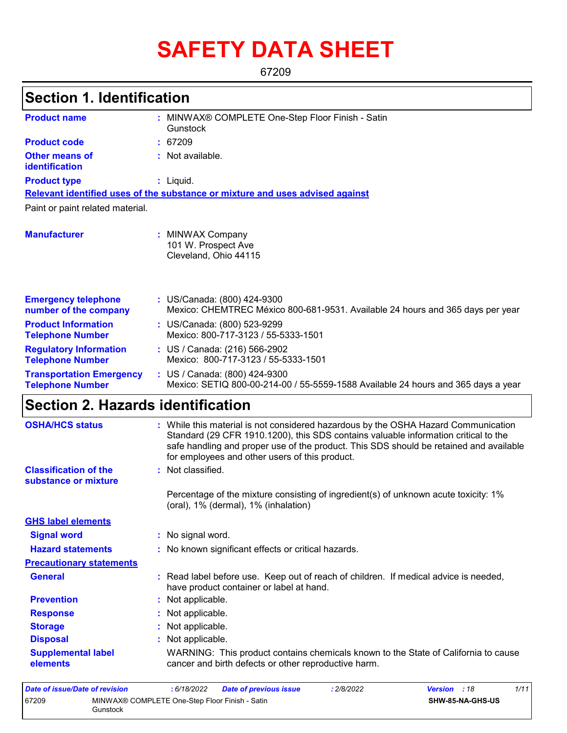# SAFETY DATA SHEET

67209

## Section 1. Identification

**Product name** : MINWAX® COMPLETE One-Step Floor Finish - Satin Gunstock

**Product code** : 67209

**Other means of identification** : Not available.

**Product type** : Liquid.

**Relevant identified uses of the substance or mixture and uses advised against**

Paint or paint related material.

**Manufacturer** : MINWAX Company
101 W. Prospect Ave
Cleveland, Ohio 44115

**Emergency telephone number of the company** : US/Canada: (800) 424-9300
Mexico: CHEMTREC México 800-681-9531. Available 24 hours and 365 days per year

**Product Information Telephone Number** : US/Canada: (800) 523-9299
Mexico: 800-717-3123 / 55-5333-1501

**Regulatory Information Telephone Number** : US / Canada: (216) 566-2902
Mexico: 800-717-3123 / 55-5333-1501

**Transportation Emergency Telephone Number** : US / Canada: (800) 424-9300
Mexico: SETIQ 800-00-214-00 / 55-5559-1588 Available 24 hours and 365 days a year

## Section 2. Hazards identification

**OSHA/HCS status** : While this material is not considered hazardous by the OSHA Hazard Communication Standard (29 CFR 1910.1200), this SDS contains valuable information critical to the safe handling and proper use of the product. This SDS should be retained and available for employees and other users of this product.

**Classification of the substance or mixture** : Not classified.

Percentage of the mixture consisting of ingredient(s) of unknown acute toxicity: 1% (oral), 1% (dermal), 1% (inhalation)

**GHS label elements**

**Signal word** : No signal word.

**Hazard statements** : No known significant effects or critical hazards.

**Precautionary statements**

**General** : Read label before use. Keep out of reach of children. If medical advice is needed, have product container or label at hand.

**Prevention** : Not applicable.

**Response** : Not applicable.

**Storage** : Not applicable.

**Disposal** : Not applicable.

**Supplemental label elements** : WARNING: This product contains chemicals known to the State of California to cause cancer and birth defects or other reproductive harm.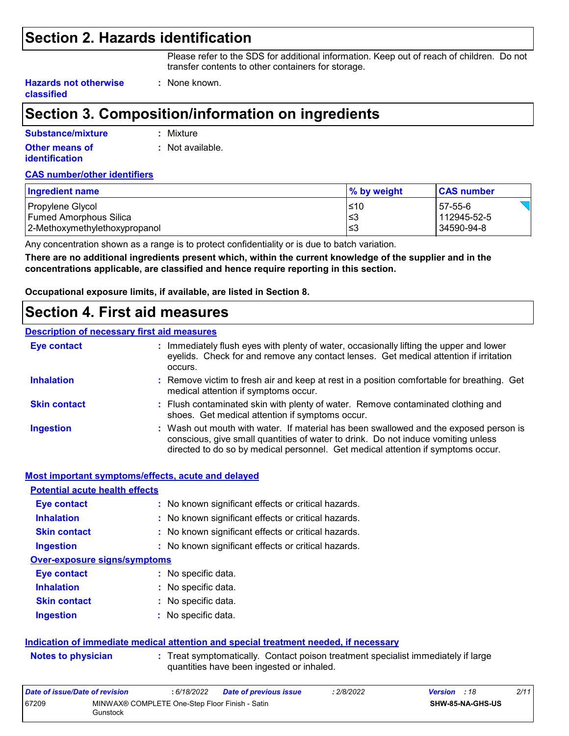## Section 2. Hazards identification

Please refer to the SDS for additional information. Keep out of reach of children. Do not transfer contents to other containers for storage.

**Hazards not otherwise classified** : None known.

## Section 3. Composition/information on ingredients

**Substance/mixture** : Mixture

**Other means of identification** : Not available.

**CAS number/other identifiers**

| Ingredient name | % by weight | CAS number |
|---|---|---|
| Propylene Glycol | ≤10 | 57-55-6 |
| Fumed Amorphous Silica | ≤3 | 112945-52-5 |
| 2-Methoxymethylethoxypropanol | ≤3 | 34590-94-8 |

Any concentration shown as a range is to protect confidentiality or is due to batch variation.

**There are no additional ingredients present which, within the current knowledge of the supplier and in the concentrations applicable, are classified and hence require reporting in this section.**

**Occupational exposure limits, if available, are listed in Section 8.**

## Section 4. First aid measures

**Description of necessary first aid measures**

**Eye contact** : Immediately flush eyes with plenty of water, occasionally lifting the upper and lower eyelids. Check for and remove any contact lenses. Get medical attention if irritation occurs.

**Inhalation** : Remove victim to fresh air and keep at rest in a position comfortable for breathing. Get medical attention if symptoms occur.

**Skin contact** : Flush contaminated skin with plenty of water. Remove contaminated clothing and shoes. Get medical attention if symptoms occur.

**Ingestion** : Wash out mouth with water. If material has been swallowed and the exposed person is conscious, give small quantities of water to drink. Do not induce vomiting unless directed to do so by medical personnel. Get medical attention if symptoms occur.

**Most important symptoms/effects, acute and delayed**

**Potential acute health effects**

**Eye contact** : No known significant effects or critical hazards.

**Inhalation** : No known significant effects or critical hazards.

**Skin contact** : No known significant effects or critical hazards.

**Ingestion** : No known significant effects or critical hazards.

**Over-exposure signs/symptoms**

**Eye contact** : No specific data.

**Inhalation** : No specific data.

**Skin contact** : No specific data.

**Ingestion** : No specific data.

**Indication of immediate medical attention and special treatment needed, if necessary**

**Notes to physician** : Treat symptomatically. Contact poison treatment specialist immediately if large quantities have been ingested or inhaled.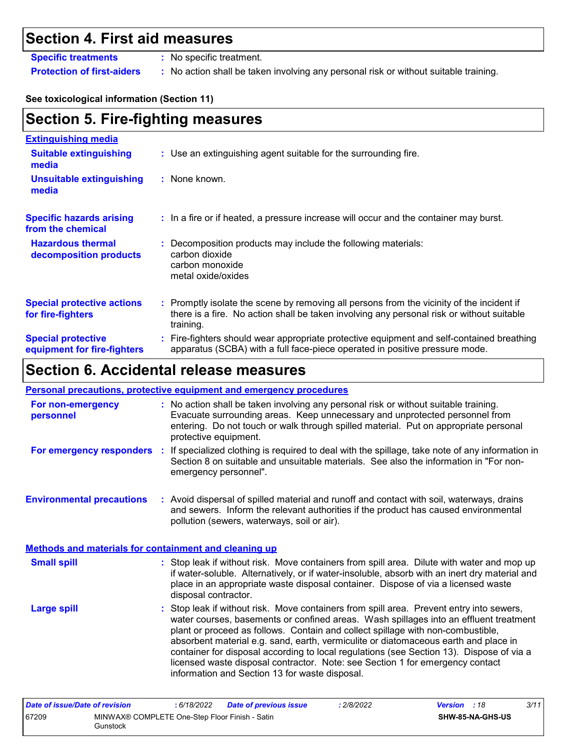## Section 4. First aid measures

**Specific treatments** : No specific treatment.

**Protection of first-aiders** : No action shall be taken involving any personal risk or without suitable training.

**See toxicological information (Section 11)**

## Section 5. Fire-fighting measures

**Extinguishing media**

**Suitable extinguishing media** : Use an extinguishing agent suitable for the surrounding fire.

**Unsuitable extinguishing media** : None known.

**Specific hazards arising from the chemical** : In a fire or if heated, a pressure increase will occur and the container may burst.

**Hazardous thermal decomposition products** : Decomposition products may include the following materials:
carbon dioxide
carbon monoxide
metal oxide/oxides

**Special protective actions for fire-fighters** : Promptly isolate the scene by removing all persons from the vicinity of the incident if there is a fire. No action shall be taken involving any personal risk or without suitable training.

**Special protective equipment for fire-fighters** : Fire-fighters should wear appropriate protective equipment and self-contained breathing apparatus (SCBA) with a full face-piece operated in positive pressure mode.

## Section 6. Accidental release measures

**Personal precautions, protective equipment and emergency procedures**

**For non-emergency personnel** : No action shall be taken involving any personal risk or without suitable training. Evacuate surrounding areas. Keep unnecessary and unprotected personnel from entering. Do not touch or walk through spilled material. Put on appropriate personal protective equipment.

**For emergency responders** : If specialized clothing is required to deal with the spillage, take note of any information in Section 8 on suitable and unsuitable materials. See also the information in "For non-emergency personnel".

**Environmental precautions** : Avoid dispersal of spilled material and runoff and contact with soil, waterways, drains and sewers. Inform the relevant authorities if the product has caused environmental pollution (sewers, waterways, soil or air).

**Methods and materials for containment and cleaning up**

**Small spill** : Stop leak if without risk. Move containers from spill area. Dilute with water and mop up if water-soluble. Alternatively, or if water-insoluble, absorb with an inert dry material and place in an appropriate waste disposal container. Dispose of via a licensed waste disposal contractor.

**Large spill** : Stop leak if without risk. Move containers from spill area. Prevent entry into sewers, water courses, basements or confined areas. Wash spillages into an effluent treatment plant or proceed as follows. Contain and collect spillage with non-combustible, absorbent material e.g. sand, earth, vermiculite or diatomaceous earth and place in container for disposal according to local regulations (see Section 13). Dispose of via a licensed waste disposal contractor. Note: see Section 1 for emergency contact information and Section 13 for waste disposal.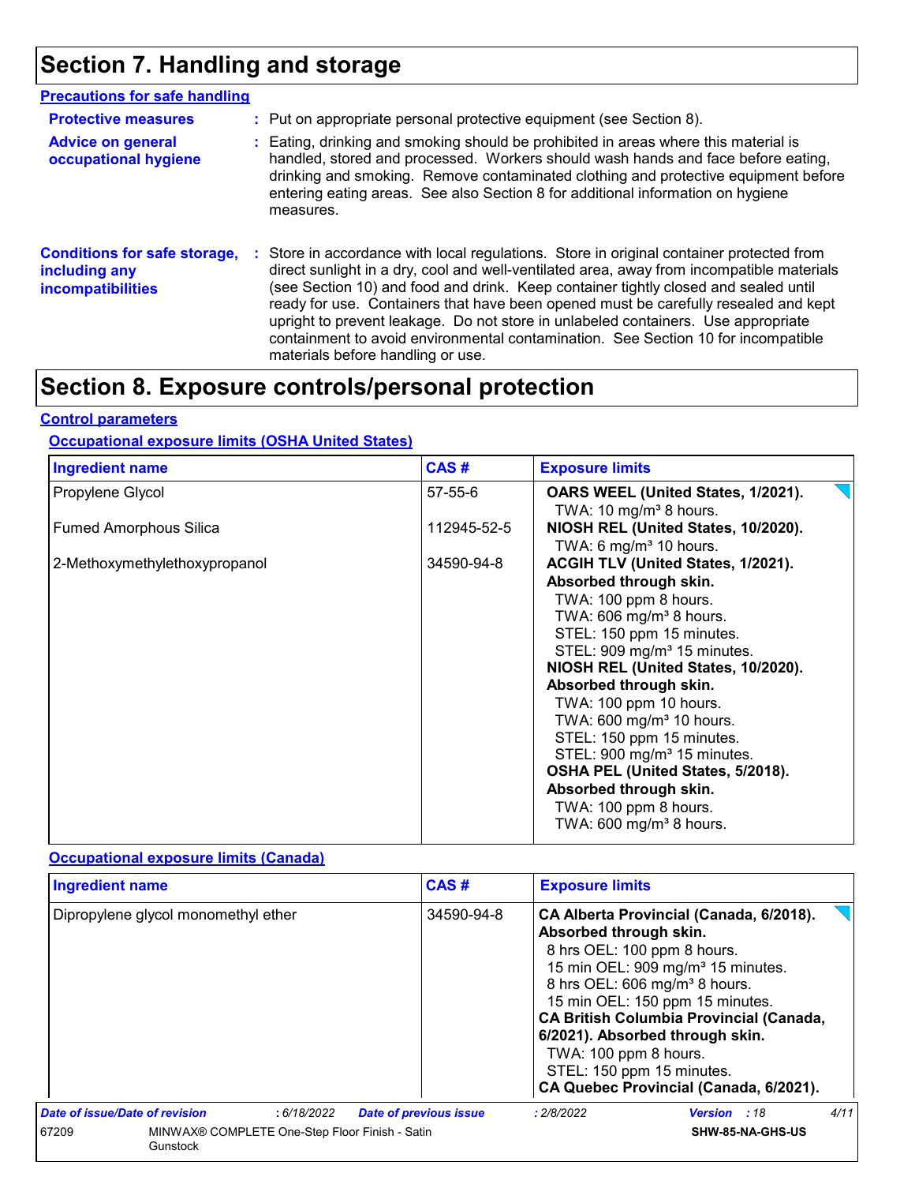# Section 7. Handling and storage

## Precautions for safe handling

**Protective measures** : Put on appropriate personal protective equipment (see Section 8).

**Advice on general occupational hygiene** : Eating, drinking and smoking should be prohibited in areas where this material is handled, stored and processed. Workers should wash hands and face before eating, drinking and smoking. Remove contaminated clothing and protective equipment before entering eating areas. See also Section 8 for additional information on hygiene measures.

**Conditions for safe storage, including any incompatibilities** : Store in accordance with local regulations. Store in original container protected from direct sunlight in a dry, cool and well-ventilated area, away from incompatible materials (see Section 10) and food and drink. Keep container tightly closed and sealed until ready for use. Containers that have been opened must be carefully resealed and kept upright to prevent leakage. Do not store in unlabeled containers. Use appropriate containment to avoid environmental contamination. See Section 10 for incompatible materials before handling or use.

# Section 8. Exposure controls/personal protection

## Control parameters

### Occupational exposure limits (OSHA United States)

| Ingredient name | CAS # | Exposure limits |
|---|---|---|
| Propylene Glycol | 57-55-6 | **OARS WEEL (United States, 1/2021).**<br>TWA: 10 mg/m³ 8 hours. |
| Fumed Amorphous Silica | 112945-52-5 | **NIOSH REL (United States, 10/2020).**<br>TWA: 6 mg/m³ 10 hours. |
| 2-Methoxymethylethoxypropanol | 34590-94-8 | **ACGIH TLV (United States, 1/2021). Absorbed through skin.**<br>TWA: 100 ppm 8 hours.<br>TWA: 606 mg/m³ 8 hours.<br>STEL: 150 ppm 15 minutes.<br>STEL: 909 mg/m³ 15 minutes.<br>**NIOSH REL (United States, 10/2020). Absorbed through skin.**<br>TWA: 100 ppm 10 hours.<br>TWA: 600 mg/m³ 10 hours.<br>STEL: 150 ppm 15 minutes.<br>STEL: 900 mg/m³ 15 minutes.<br>**OSHA PEL (United States, 5/2018). Absorbed through skin.**<br>TWA: 100 ppm 8 hours.<br>TWA: 600 mg/m³ 8 hours. |

### Occupational exposure limits (Canada)

| Ingredient name | CAS # | Exposure limits |
|---|---|---|
| Dipropylene glycol monomethyl ether | 34590-94-8 | **CA Alberta Provincial (Canada, 6/2018). Absorbed through skin.**<br>8 hrs OEL: 100 ppm 8 hours.<br>15 min OEL: 909 mg/m³ 15 minutes.<br>8 hrs OEL: 606 mg/m³ 8 hours.<br>15 min OEL: 150 ppm 15 minutes.<br>**CA British Columbia Provincial (Canada, 6/2021). Absorbed through skin.**<br>TWA: 100 ppm 8 hours.<br>STEL: 150 ppm 15 minutes.<br>**CA Quebec Provincial (Canada, 6/2021).** |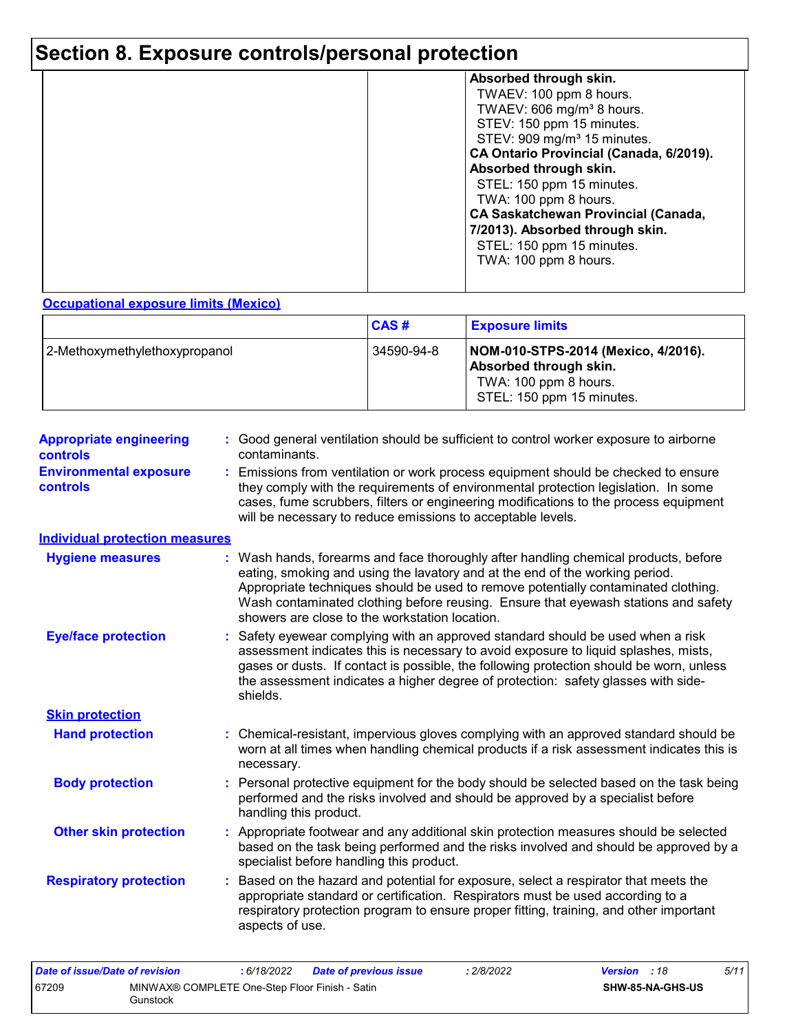# Section 8. Exposure controls/personal protection

| | | |
|---|---|---|
| | | **Absorbed through skin.**<br>TWAEV: 100 ppm 8 hours.<br>TWAEV: 606 mg/m³ 8 hours.<br>STEV: 150 ppm 15 minutes.<br>STEV: 909 mg/m³ 15 minutes.<br>**CA Ontario Provincial (Canada, 6/2019). Absorbed through skin.**<br>STEL: 150 ppm 15 minutes.<br>TWA: 100 ppm 8 hours.<br>**CA Saskatchewan Provincial (Canada, 7/2013). Absorbed through skin.**<br>STEL: 150 ppm 15 minutes.<br>TWA: 100 ppm 8 hours. |

**Occupational exposure limits (Mexico)**

| | CAS # | Exposure limits |
|---|---|---|
| 2-Methoxymethylethoxypropanol | 34590-94-8 | **NOM-010-STPS-2014 (Mexico, 4/2016). Absorbed through skin.**<br>TWA: 100 ppm 8 hours.<br>STEL: 150 ppm 15 minutes. |

**Appropriate engineering controls** : Good general ventilation should be sufficient to control worker exposure to airborne contaminants.

**Environmental exposure controls** : Emissions from ventilation or work process equipment should be checked to ensure they comply with the requirements of environmental protection legislation. In some cases, fume scrubbers, filters or engineering modifications to the process equipment will be necessary to reduce emissions to acceptable levels.

**Individual protection measures**

**Hygiene measures** : Wash hands, forearms and face thoroughly after handling chemical products, before eating, smoking and using the lavatory and at the end of the working period. Appropriate techniques should be used to remove potentially contaminated clothing. Wash contaminated clothing before reusing. Ensure that eyewash stations and safety showers are close to the workstation location.

**Eye/face protection** : Safety eyewear complying with an approved standard should be used when a risk assessment indicates this is necessary to avoid exposure to liquid splashes, mists, gases or dusts. If contact is possible, the following protection should be worn, unless the assessment indicates a higher degree of protection: safety glasses with side-shields.

**Skin protection**

**Hand protection** : Chemical-resistant, impervious gloves complying with an approved standard should be worn at all times when handling chemical products if a risk assessment indicates this is necessary.

**Body protection** : Personal protective equipment for the body should be selected based on the task being performed and the risks involved and should be approved by a specialist before handling this product.

**Other skin protection** : Appropriate footwear and any additional skin protection measures should be selected based on the task being performed and the risks involved and should be approved by a specialist before handling this product.

**Respiratory protection** : Based on the hazard and potential for exposure, select a respirator that meets the appropriate standard or certification. Respirators must be used according to a respiratory protection program to ensure proper fitting, training, and other important aspects of use.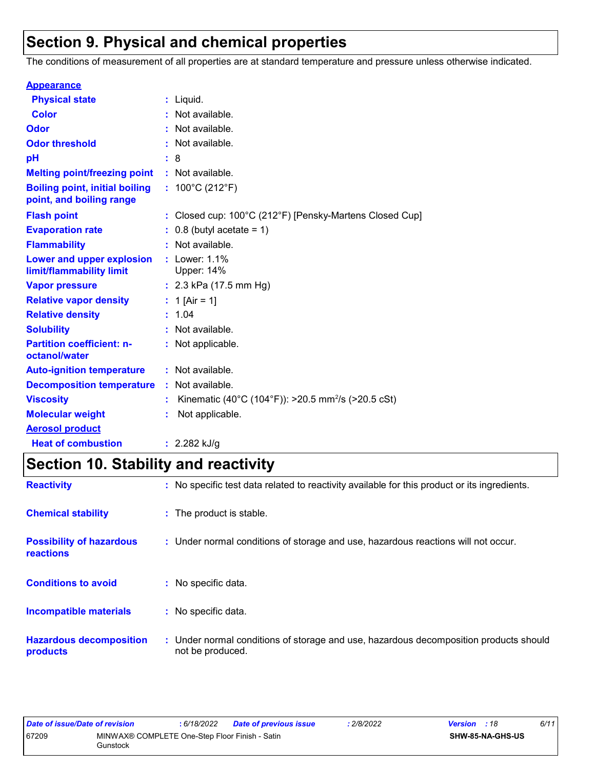## Section 9. Physical and chemical properties

The conditions of measurement of all properties are at standard temperature and pressure unless otherwise indicated.

| | | |
|---|---|---|
| **Appearance** | | |
| **Physical state** | : | Liquid. |
| **Color** | : | Not available. |
| **Odor** | : | Not available. |
| **Odor threshold** | : | Not available. |
| **pH** | : | 8 |
| **Melting point/freezing point** | : | Not available. |
| **Boiling point, initial boiling point, and boiling range** | : | 100°C (212°F) |
| **Flash point** | : | Closed cup: 100°C (212°F) [Pensky-Martens Closed Cup] |
| **Evaporation rate** | : | 0.8 (butyl acetate = 1) |
| **Flammability** | : | Not available. |
| **Lower and upper explosion limit/flammability limit** | : | Lower: 1.1%<br>Upper: 14% |
| **Vapor pressure** | : | 2.3 kPa (17.5 mm Hg) |
| **Relative vapor density** | : | 1 [Air = 1] |
| **Relative density** | : | 1.04 |
| **Solubility** | : | Not available. |
| **Partition coefficient: n-octanol/water** | : | Not applicable. |
| **Auto-ignition temperature** | : | Not available. |
| **Decomposition temperature** | : | Not available. |
| **Viscosity** | : | Kinematic (40°C (104°F)): >20.5 $mm^2/s$ (>20.5 cSt) |
| **Molecular weight** | : | Not applicable. |
| **Aerosol product** | | |
| **Heat of combustion** | : | 2.282 kJ/g |

## Section 10. Stability and reactivity

| | | |
|---|---|---|
| **Reactivity** | : | No specific test data related to reactivity available for this product or its ingredients. |
| **Chemical stability** | : | The product is stable. |
| **Possibility of hazardous reactions** | : | Under normal conditions of storage and use, hazardous reactions will not occur. |
| **Conditions to avoid** | : | No specific data. |
| **Incompatible materials** | : | No specific data. |
| **Hazardous decomposition products** | : | Under normal conditions of storage and use, hazardous decomposition products should not be produced. |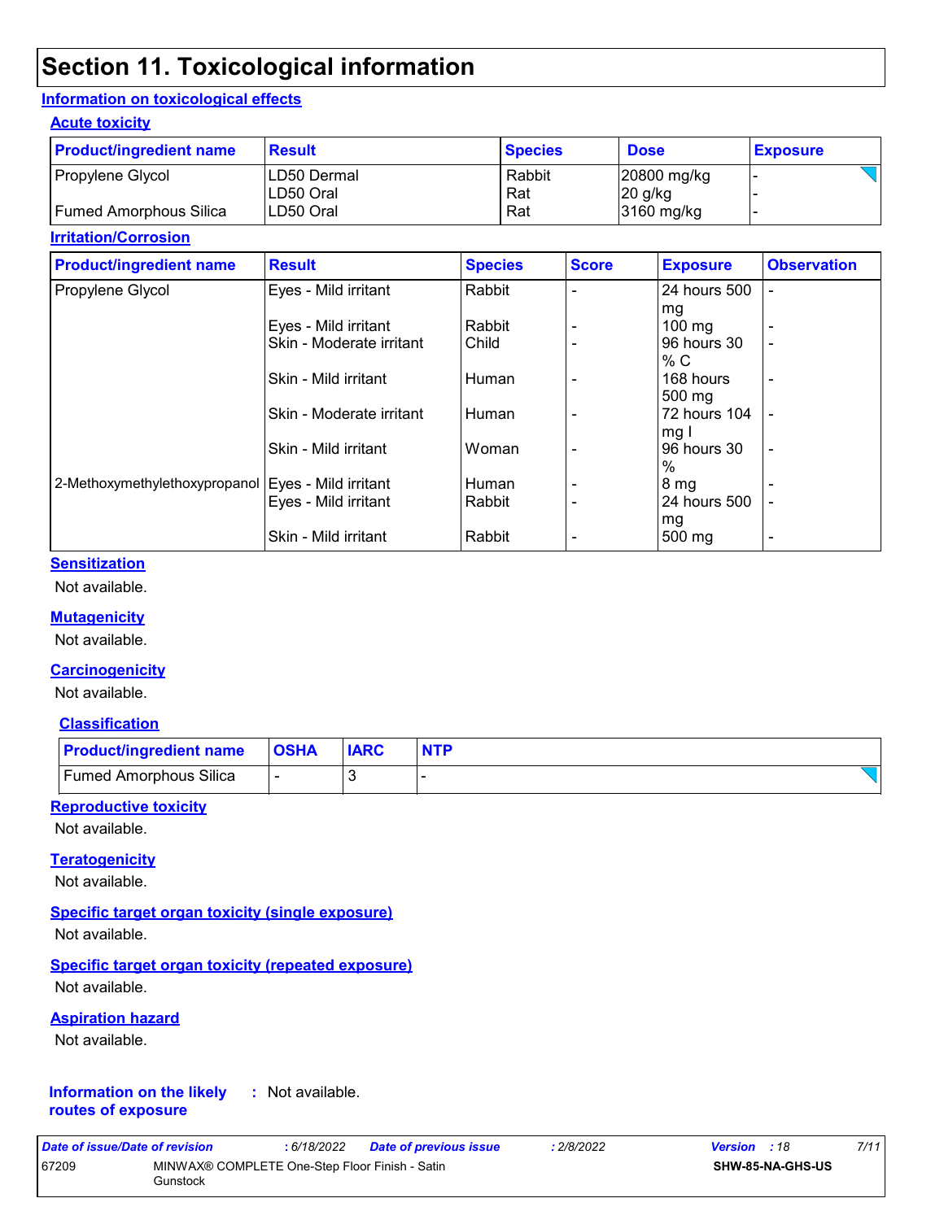# Section 11. Toxicological information

## Information on toxicological effects

### Acute toxicity

| Product/ingredient name | Result | Species | Dose | Exposure |
|---|---|---|---|---|
| Propylene Glycol | LD50 Dermal | Rabbit | 20800 mg/kg | - |
| | LD50 Oral | Rat | 20 g/kg | - |
| Fumed Amorphous Silica | LD50 Oral | Rat | 3160 mg/kg | - |

### Irritation/Corrosion

| Product/ingredient name | Result | Species | Score | Exposure | Observation |
|---|---|---|---|---|---|
| Propylene Glycol | Eyes - Mild irritant | Rabbit | - | 24 hours 500 mg | - |
| | Eyes - Mild irritant | Rabbit | - | 100 mg | - |
| | Skin - Moderate irritant | Child | - | 96 hours 30 % C | - |
| | Skin - Mild irritant | Human | - | 168 hours 500 mg | - |
| | Skin - Moderate irritant | Human | - | 72 hours 104 mg I | - |
| | Skin - Mild irritant | Woman | - | 96 hours 30 % | - |
| 2-Methoxymethylethoxypropanol | Eyes - Mild irritant | Human | - | 8 mg | - |
| | Eyes - Mild irritant | Rabbit | - | 24 hours 500 mg | - |
| | Skin - Mild irritant | Rabbit | - | 500 mg | - |

### Sensitization

Not available.

### Mutagenicity

Not available.

### Carcinogenicity

Not available.

### Classification

| Product/ingredient name | OSHA | IARC | NTP |
|---|---|---|---|
| Fumed Amorphous Silica | - | 3 | - |

### Reproductive toxicity

Not available.

### Teratogenicity

Not available.

### Specific target organ toxicity (single exposure)

Not available.

### Specific target organ toxicity (repeated exposure)

Not available.

### Aspiration hazard

Not available.

**Information on the likely routes of exposure** : Not available.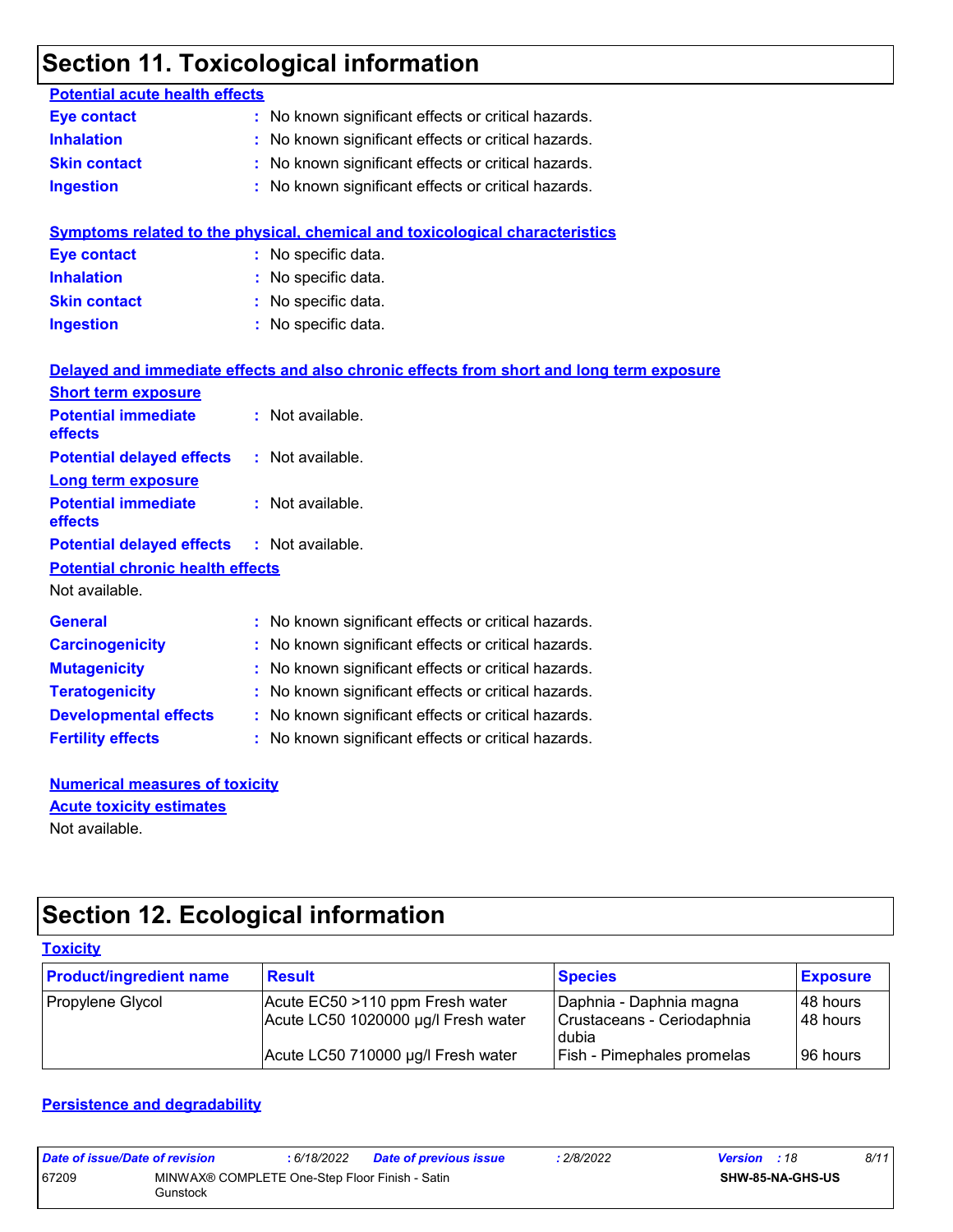## Section 11. Toxicological information

**Potential acute health effects**

**Eye contact** : No known significant effects or critical hazards.

**Inhalation** : No known significant effects or critical hazards.

**Skin contact** : No known significant effects or critical hazards.

**Ingestion** : No known significant effects or critical hazards.

**Symptoms related to the physical, chemical and toxicological characteristics**

**Eye contact** : No specific data.

**Inhalation** : No specific data.

**Skin contact** : No specific data.

**Ingestion** : No specific data.

**Delayed and immediate effects and also chronic effects from short and long term exposure**

**Short term exposure**

**Potential immediate effects** : Not available.

**Potential delayed effects** : Not available.

**Long term exposure**

**Potential immediate effects** : Not available.

**Potential delayed effects** : Not available.

**Potential chronic health effects**

Not available.

**General** : No known significant effects or critical hazards.

**Carcinogenicity** : No known significant effects or critical hazards.

**Mutagenicity** : No known significant effects or critical hazards.

**Teratogenicity** : No known significant effects or critical hazards.

**Developmental effects** : No known significant effects or critical hazards.

**Fertility effects** : No known significant effects or critical hazards.

**Numerical measures of toxicity**

**Acute toxicity estimates**

Not available.

## Section 12. Ecological information

**Toxicity**

| Product/ingredient name | Result | Species | Exposure |
|---|---|---|---|
| Propylene Glycol | Acute EC50 >110 ppm Fresh water | Daphnia - Daphnia magna | 48 hours |
| | Acute LC50 1020000 µg/l Fresh water | Crustaceans - Ceriodaphnia dubia | 48 hours |
| | Acute LC50 710000 µg/l Fresh water | Fish - Pimephales promelas | 96 hours |

**Persistence and degradability**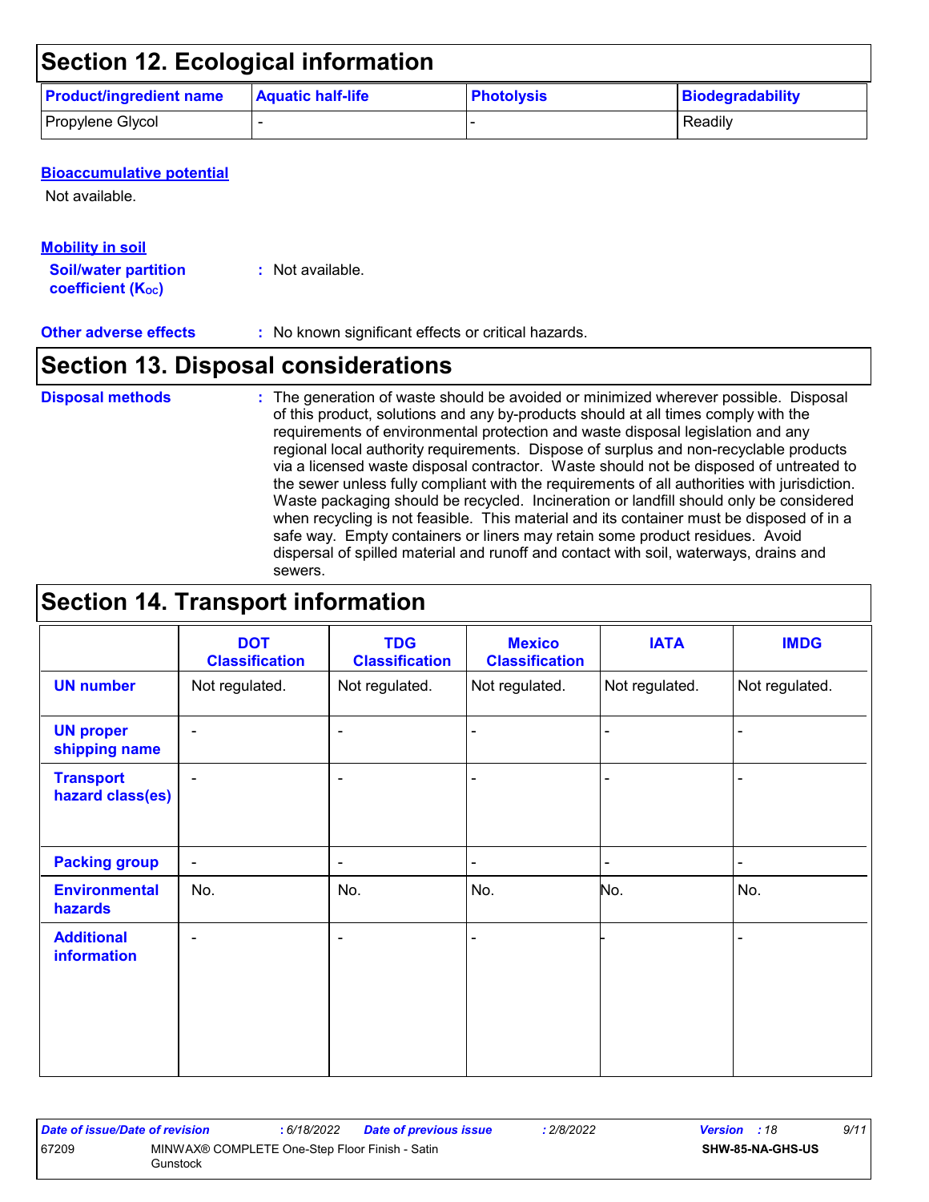## Section 12. Ecological information

| Product/ingredient name | Aquatic half-life | Photolysis | Biodegradability |
|---|---|---|---|
| Propylene Glycol | - | - | Readily |

**Bioaccumulative potential**

Not available.

**Mobility in soil**

**Soil/water partition coefficient ($K_{OC}$)** : Not available.

**Other adverse effects** : No known significant effects or critical hazards.

## Section 13. Disposal considerations

**Disposal methods** : The generation of waste should be avoided or minimized wherever possible. Disposal of this product, solutions and any by-products should at all times comply with the requirements of environmental protection and waste disposal legislation and any regional local authority requirements. Dispose of surplus and non-recyclable products via a licensed waste disposal contractor. Waste should not be disposed of untreated to the sewer unless fully compliant with the requirements of all authorities with jurisdiction. Waste packaging should be recycled. Incineration or landfill should only be considered when recycling is not feasible. This material and its container must be disposed of in a safe way. Empty containers or liners may retain some product residues. Avoid dispersal of spilled material and runoff and contact with soil, waterways, drains and sewers.

## Section 14. Transport information

| | DOT Classification | TDG Classification | Mexico Classification | IATA | IMDG |
|---|---|---|---|---|---|
| UN number | Not regulated. | Not regulated. | Not regulated. | Not regulated. | Not regulated. |
| UN proper shipping name | - | - | - | - | - |
| Transport hazard class(es) | - | - | - | - | - |
| Packing group | - | - | - | - | - |
| Environmental hazards | No. | No. | No. | No. | No. |
| Additional information | - | - | - | - | - |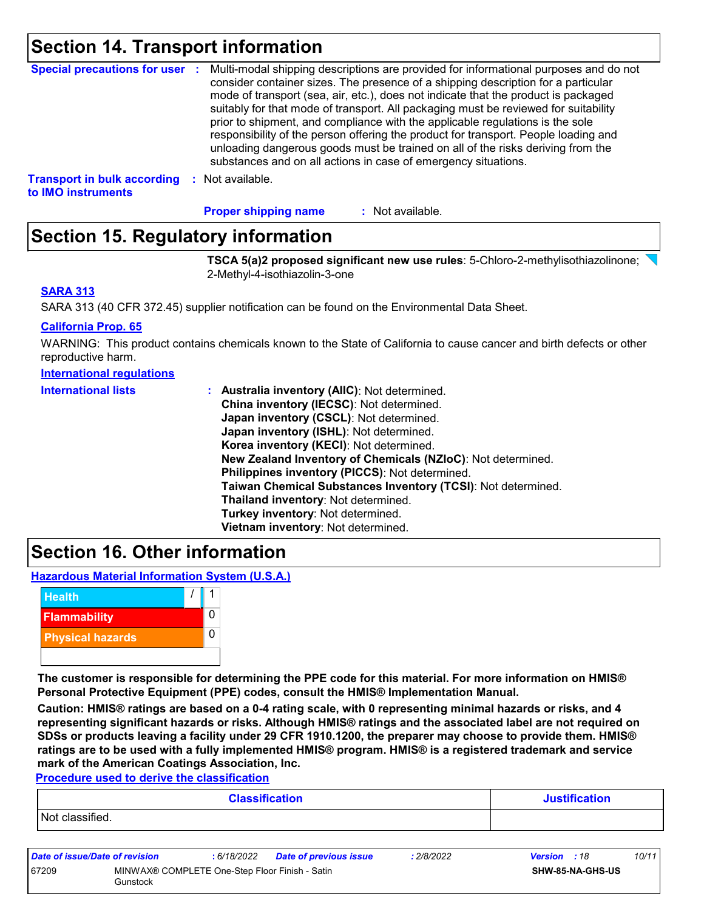## Section 14. Transport information

**Special precautions for user** : Multi-modal shipping descriptions are provided for informational purposes and do not consider container sizes. The presence of a shipping description for a particular mode of transport (sea, air, etc.), does not indicate that the product is packaged suitably for that mode of transport. All packaging must be reviewed for suitability prior to shipment, and compliance with the applicable regulations is the sole responsibility of the person offering the product for transport. People loading and unloading dangerous goods must be trained on all of the risks deriving from the substances and on all actions in case of emergency situations.

**Transport in bulk according to IMO instruments** : Not available.

**Proper shipping name** : Not available.

## Section 15. Regulatory information

**TSCA 5(a)2 proposed significant new use rules**: 5-Chloro-2-methylisothiazolinone; 2-Methyl-4-isothiazolin-3-one

**SARA 313**

SARA 313 (40 CFR 372.45) supplier notification can be found on the Environmental Data Sheet.

**California Prop. 65**

WARNING: This product contains chemicals known to the State of California to cause cancer and birth defects or other reproductive harm.

**International regulations**

**International lists** :
**Australia inventory (AIIC)**: Not determined.
**China inventory (IECSC)**: Not determined.
**Japan inventory (CSCL)**: Not determined.
**Japan inventory (ISHL)**: Not determined.
**Korea inventory (KECI)**: Not determined.
**New Zealand Inventory of Chemicals (NZIoC)**: Not determined.
**Philippines inventory (PICCS)**: Not determined.
**Taiwan Chemical Substances Inventory (TCSI)**: Not determined.
**Thailand inventory**: Not determined.
**Turkey inventory**: Not determined.
**Vietnam inventory**: Not determined.

## Section 16. Other information

**Hazardous Material Information System (U.S.A.)**

| | |
|---|---|
| Health | / 1 |
| Flammability | 0 |
| Physical hazards | 0 |
| | |

**The customer is responsible for determining the PPE code for this material. For more information on HMIS® Personal Protective Equipment (PPE) codes, consult the HMIS® Implementation Manual.**

**Caution: HMIS® ratings are based on a 0-4 rating scale, with 0 representing minimal hazards or risks, and 4 representing significant hazards or risks. Although HMIS® ratings and the associated label are not required on SDSs or products leaving a facility under 29 CFR 1910.1200, the preparer may choose to provide them. HMIS® ratings are to be used with a fully implemented HMIS® program. HMIS® is a registered trademark and service mark of the American Coatings Association, Inc.**

**Procedure used to derive the classification**

| Classification | Justification |
|---|---|
| Not classified. | |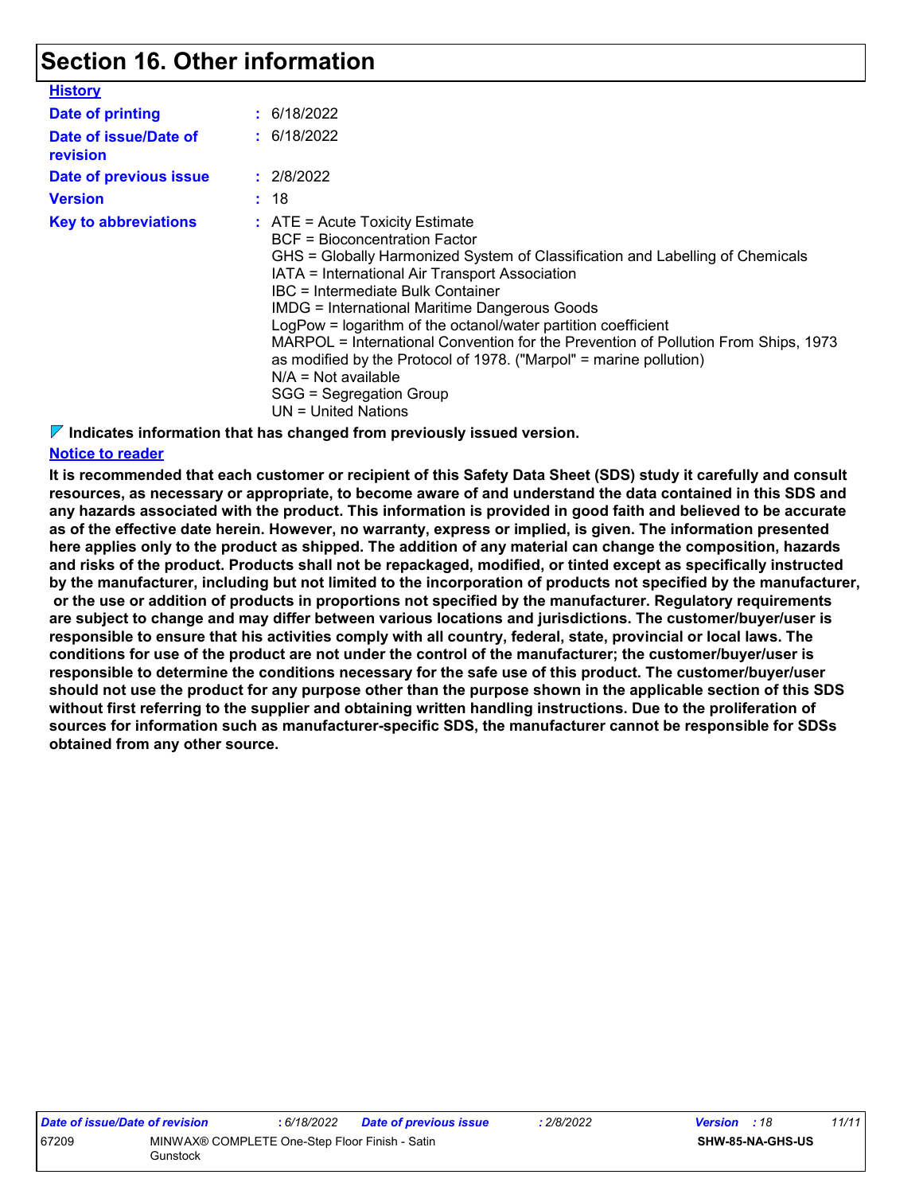# Section 16. Other information

**History**

**Date of printing** : 6/18/2022

**Date of issue/Date of revision** : 6/18/2022

**Date of previous issue** : 2/8/2022

**Version** : 18

**Key to abbreviations** : ATE = Acute Toxicity Estimate
BCF = Bioconcentration Factor
GHS = Globally Harmonized System of Classification and Labelling of Chemicals
IATA = International Air Transport Association
IBC = Intermediate Bulk Container
IMDG = International Maritime Dangerous Goods
LogPow = logarithm of the octanol/water partition coefficient
MARPOL = International Convention for the Prevention of Pollution From Ships, 1973 as modified by the Protocol of 1978. ("Marpol" = marine pollution)
N/A = Not available
SGG = Segregation Group
UN = United Nations

**Indicates information that has changed from previously issued version.**

**Notice to reader**

**It is recommended that each customer or recipient of this Safety Data Sheet (SDS) study it carefully and consult resources, as necessary or appropriate, to become aware of and understand the data contained in this SDS and any hazards associated with the product. This information is provided in good faith and believed to be accurate as of the effective date herein. However, no warranty, express or implied, is given. The information presented here applies only to the product as shipped. The addition of any material can change the composition, hazards and risks of the product. Products shall not be repackaged, modified, or tinted except as specifically instructed by the manufacturer, including but not limited to the incorporation of products not specified by the manufacturer, or the use or addition of products in proportions not specified by the manufacturer. Regulatory requirements are subject to change and may differ between various locations and jurisdictions. The customer/buyer/user is responsible to ensure that his activities comply with all country, federal, state, provincial or local laws. The conditions for use of the product are not under the control of the manufacturer; the customer/buyer/user is responsible to determine the conditions necessary for the safe use of this product. The customer/buyer/user should not use the product for any purpose other than the purpose shown in the applicable section of this SDS without first referring to the supplier and obtaining written handling instructions. Due to the proliferation of sources for information such as manufacturer-specific SDS, the manufacturer cannot be responsible for SDSs obtained from any other source.**